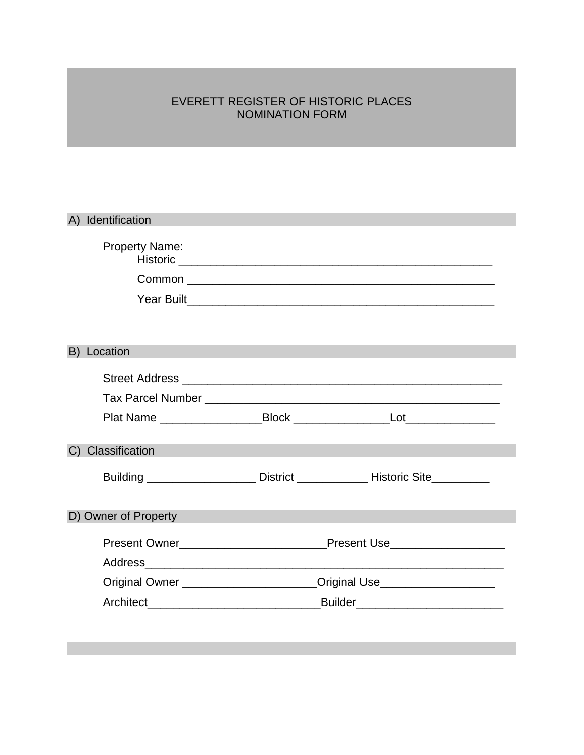# EVERETT REGISTER OF HISTORIC PLACES
# NOMINATION FORM

## A) Identification

Property Name:

Historic ___________________________________________________

Common ___________________________________________________

Year Built___________________________________________________

## B) Location

Street Address ____________________________________________________

Tax Parcel Number ________________________________________________

Plat Name ________________Block _______________Lot______________

## C) Classification

Building _________________ District ___________ Historic Site_________

## D) Owner of Property

Present Owner_______________________Present Use__________________

Address________________________________________________________

Original Owner _____________________Original Use__________________

Architect___________________________Builder_______________________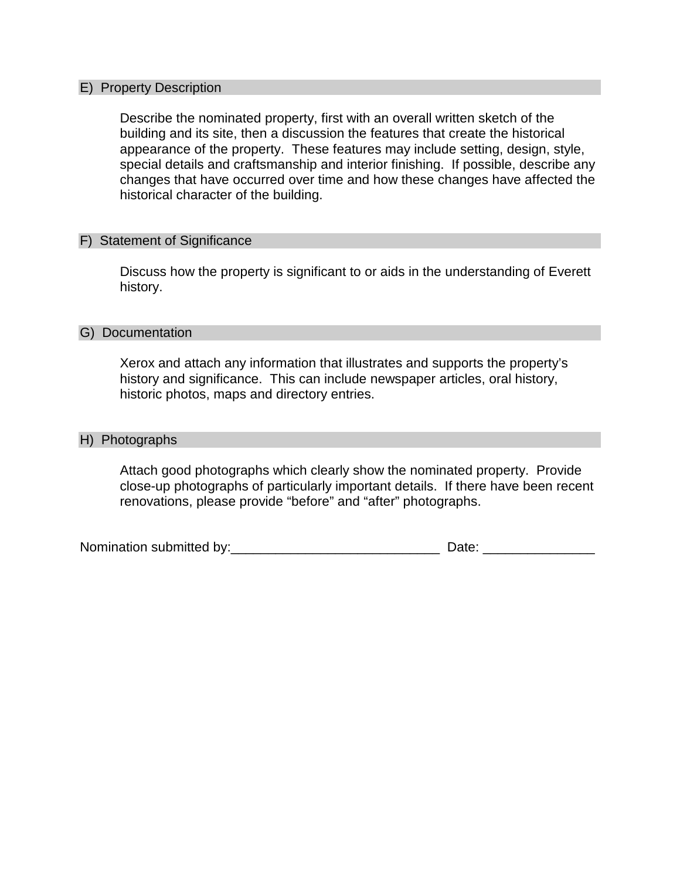## E) Property Description

Describe the nominated property, first with an overall written sketch of the building and its site, then a discussion the features that create the historical appearance of the property. These features may include setting, design, style, special details and craftsmanship and interior finishing. If possible, describe any changes that have occurred over time and how these changes have affected the historical character of the building.

## F) Statement of Significance

Discuss how the property is significant to or aids in the understanding of Everett history.

## G) Documentation

Xerox and attach any information that illustrates and supports the property's history and significance. This can include newspaper articles, oral history, historic photos, maps and directory entries.

## H) Photographs

Attach good photographs which clearly show the nominated property. Provide close-up photographs of particularly important details. If there have been recent renovations, please provide "before" and "after" photographs.

Nomination submitted by:_____________________________ Date: _______________